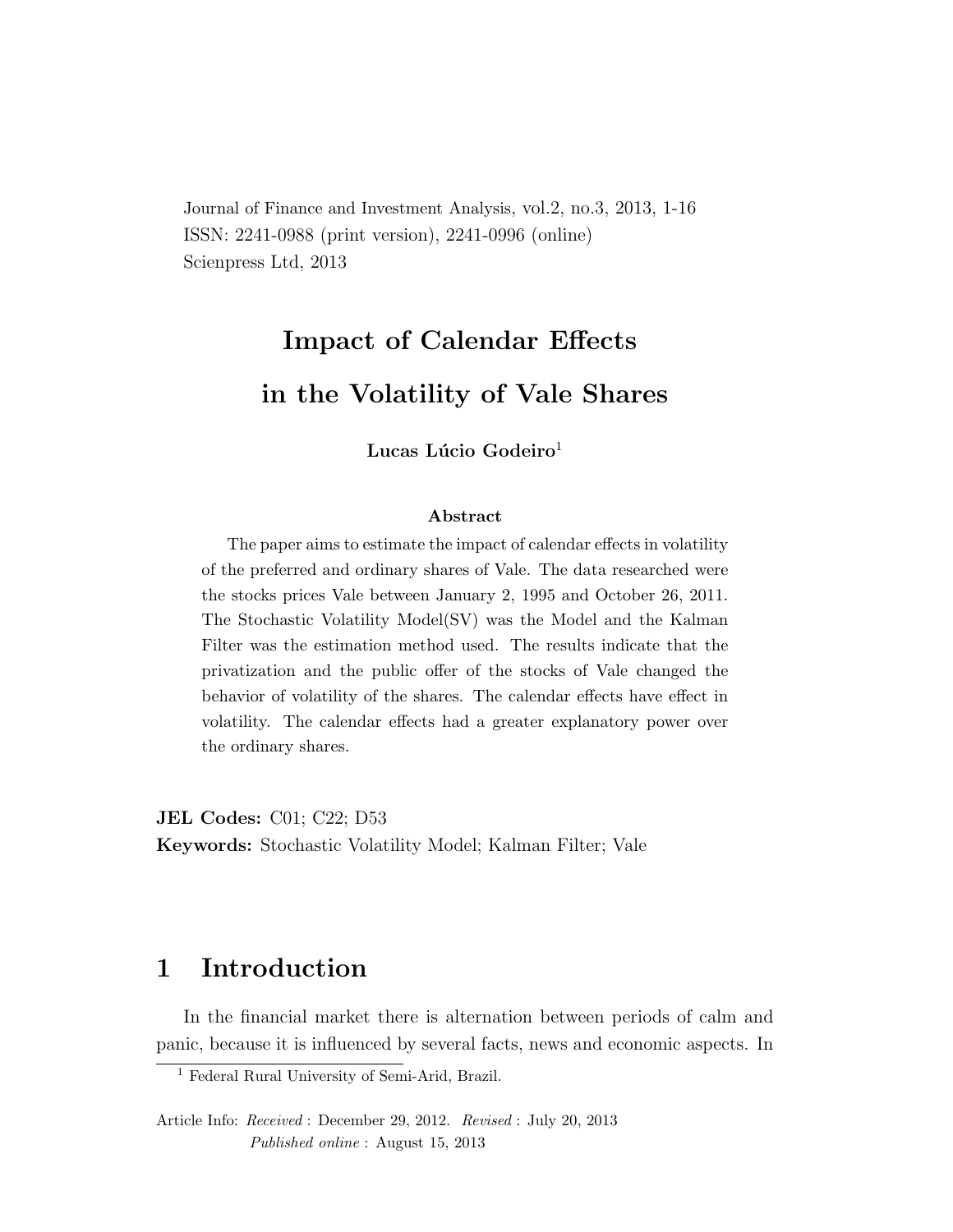Journal of Finance and Investment Analysis, vol.2, no.3, 2013, 1-16
ISSN: 2241-0988 (print version), 2241-0996 (online)
Scienpress Ltd, 2013

# Impact of Calendar Effects in the Volatility of Vale Shares

**Lucas Lúcio Godeiro**[1]

### Abstract

The paper aims to estimate the impact of calendar effects in volatility of the preferred and ordinary shares of Vale. The data researched were the stocks prices Vale between January 2, 1995 and October 26, 2011. The Stochastic Volatility Model(SV) was the Model and the Kalman Filter was the estimation method used. The results indicate that the privatization and the public offer of the stocks of Vale changed the behavior of volatility of the shares. The calendar effects have effect in volatility. The calendar effects had a greater explanatory power over the ordinary shares.

**JEL Codes:** C01; C22; D53
**Keywords:** Stochastic Volatility Model; Kalman Filter; Vale

## 1 Introduction

In the financial market there is alternation between periods of calm and panic, because it is influenced by several facts, news and economic aspects. In

[1] Federal Rural University of Semi-Arid, Brazil.

Article Info: *Received* : December 29, 2012. *Revised* : July 20, 2013
*Published online* : August 15, 2013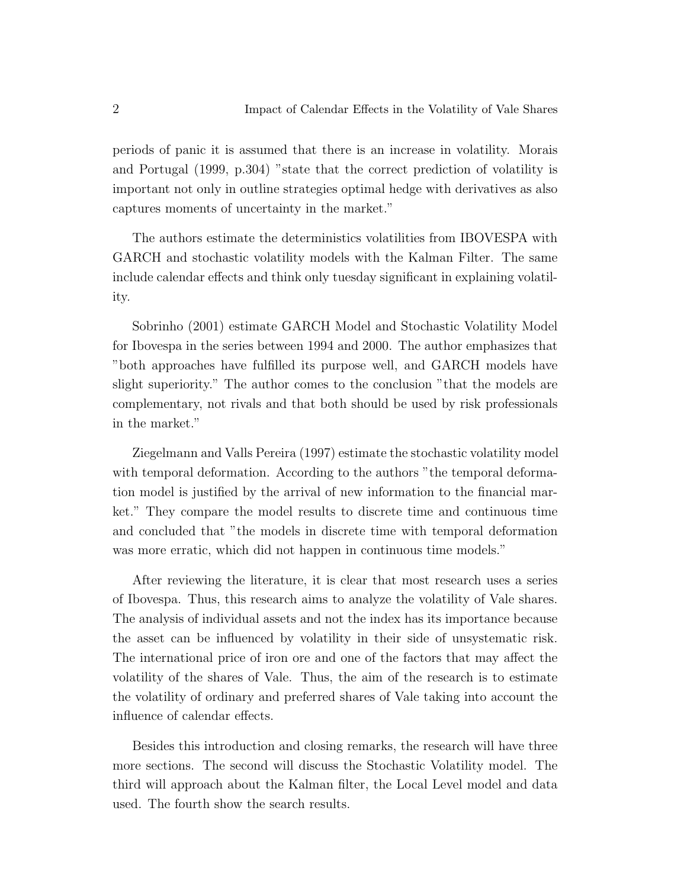periods of panic it is assumed that there is an increase in volatility. Morais and Portugal (1999, p.304) "state that the correct prediction of volatility is important not only in outline strategies optimal hedge with derivatives as also captures moments of uncertainty in the market."

The authors estimate the deterministics volatilities from IBOVESPA with GARCH and stochastic volatility models with the Kalman Filter. The same include calendar effects and think only tuesday significant in explaining volatility.

Sobrinho (2001) estimate GARCH Model and Stochastic Volatility Model for Ibovespa in the series between 1994 and 2000. The author emphasizes that "both approaches have fulfilled its purpose well, and GARCH models have slight superiority." The author comes to the conclusion "that the models are complementary, not rivals and that both should be used by risk professionals in the market."

Ziegelmann and Valls Pereira (1997) estimate the stochastic volatility model with temporal deformation. According to the authors "the temporal deformation model is justified by the arrival of new information to the financial market." They compare the model results to discrete time and continuous time and concluded that "the models in discrete time with temporal deformation was more erratic, which did not happen in continuous time models."

After reviewing the literature, it is clear that most research uses a series of Ibovespa. Thus, this research aims to analyze the volatility of Vale shares. The analysis of individual assets and not the index has its importance because the asset can be influenced by volatility in their side of unsystematic risk. The international price of iron ore and one of the factors that may affect the volatility of the shares of Vale. Thus, the aim of the research is to estimate the volatility of ordinary and preferred shares of Vale taking into account the influence of calendar effects.

Besides this introduction and closing remarks, the research will have three more sections. The second will discuss the Stochastic Volatility model. The third will approach about the Kalman filter, the Local Level model and data used. The fourth show the search results.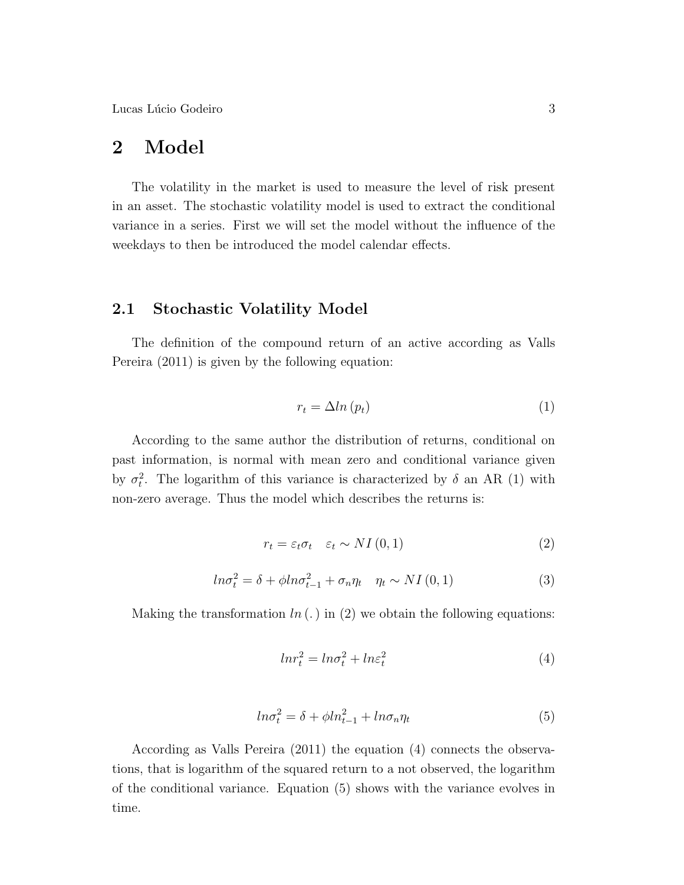## 2 Model

The volatility in the market is used to measure the level of risk present in an asset. The stochastic volatility model is used to extract the conditional variance in a series. First we will set the model without the influence of the weekdays to then be introduced the model calendar effects.

### 2.1 Stochastic Volatility Model

The definition of the compound return of an active according as Valls Pereira (2011) is given by the following equation:

$$r_t = \Delta ln\left(p_t\right) \tag{1}$$

According to the same author the distribution of returns, conditional on past information, is normal with mean zero and conditional variance given by $\sigma_t^2$. The logarithm of this variance is characterized by $\delta$ an AR (1) with non-zero average. Thus the model which describes the returns is:

$$r_t = \varepsilon_t \sigma_t \quad \varepsilon_t \sim NI\left(0,1\right) \tag{2}$$

$$ln\sigma_t^2 = \delta + \phi ln\sigma_{t-1}^2 + \sigma_n \eta_t \quad \eta_t \sim NI\left(0,1\right) \tag{3}$$

Making the transformation $ln\left(.\right)$ in (2) we obtain the following equations:

$$lnr_t^2 = ln\sigma_t^2 + ln\varepsilon_t^2 \tag{4}$$

$$ln\sigma_t^2 = \delta + \phi ln_{t-1}^2 + ln\sigma_n \eta_t \tag{5}$$

According as Valls Pereira (2011) the equation (4) connects the observations, that is logarithm of the squared return to a not observed, the logarithm of the conditional variance. Equation (5) shows with the variance evolves in time.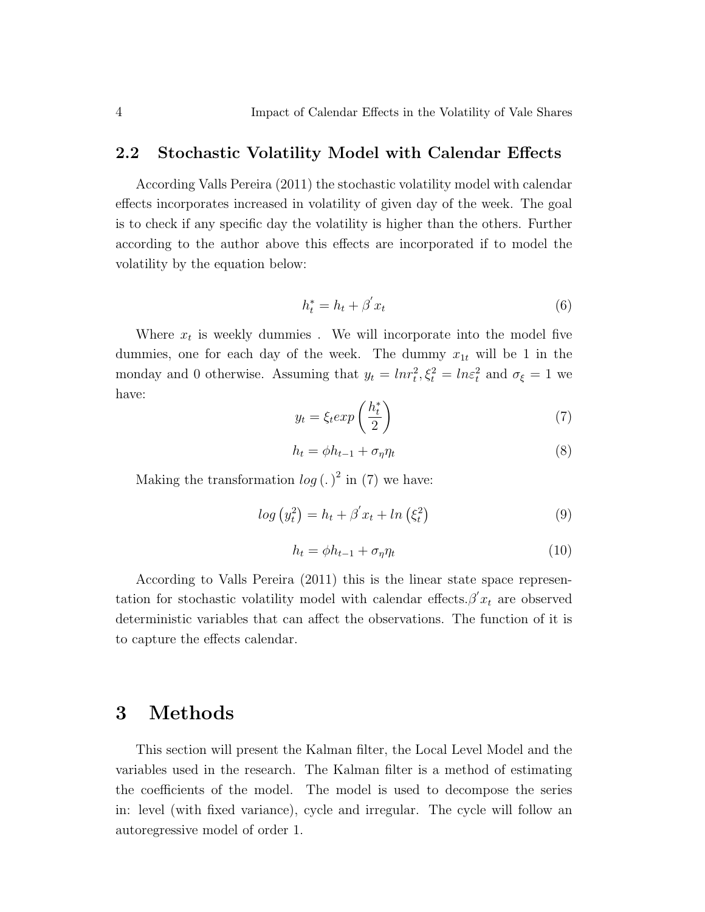## 2.2 Stochastic Volatility Model with Calendar Effects

According Valls Pereira (2011) the stochastic volatility model with calendar effects incorporates increased in volatility of given day of the week. The goal is to check if any specific day the volatility is higher than the others. Further according to the author above this effects are incorporated if to model the volatility by the equation below:

$$h_t^* = h_t + \beta^{'} x_t \tag{6}$$

Where $x_t$ is weekly dummies . We will incorporate into the model five dummies, one for each day of the week. The dummy $x_{1t}$ will be 1 in the monday and 0 otherwise. Assuming that $y_t = lnr_t^2, \xi_t^2 = ln\varepsilon_t^2$ and $\sigma_\xi = 1$ we have:

$$y_t = \xi_t exp\left(\frac{h_t^*}{2}\right) \tag{7}$$

$$h_t = \phi h_{t-1} + \sigma_\eta \eta_t \tag{8}$$

Making the transformation $log\left(.\right)^2$ in (7) we have:

$$log\left(y_t^2\right) = h_t + \beta^{'} x_t + ln\left(\xi_t^2\right) \tag{9}$$

$$h_t = \phi h_{t-1} + \sigma_\eta \eta_t \tag{10}$$

According to Valls Pereira (2011) this is the linear state space representation for stochastic volatility model with calendar effects.$\beta^{'} x_t$ are observed deterministic variables that can affect the observations. The function of it is to capture the effects calendar.

# 3 Methods

This section will present the Kalman filter, the Local Level Model and the variables used in the research. The Kalman filter is a method of estimating the coefficients of the model. The model is used to decompose the series in: level (with fixed variance), cycle and irregular. The cycle will follow an autoregressive model of order 1.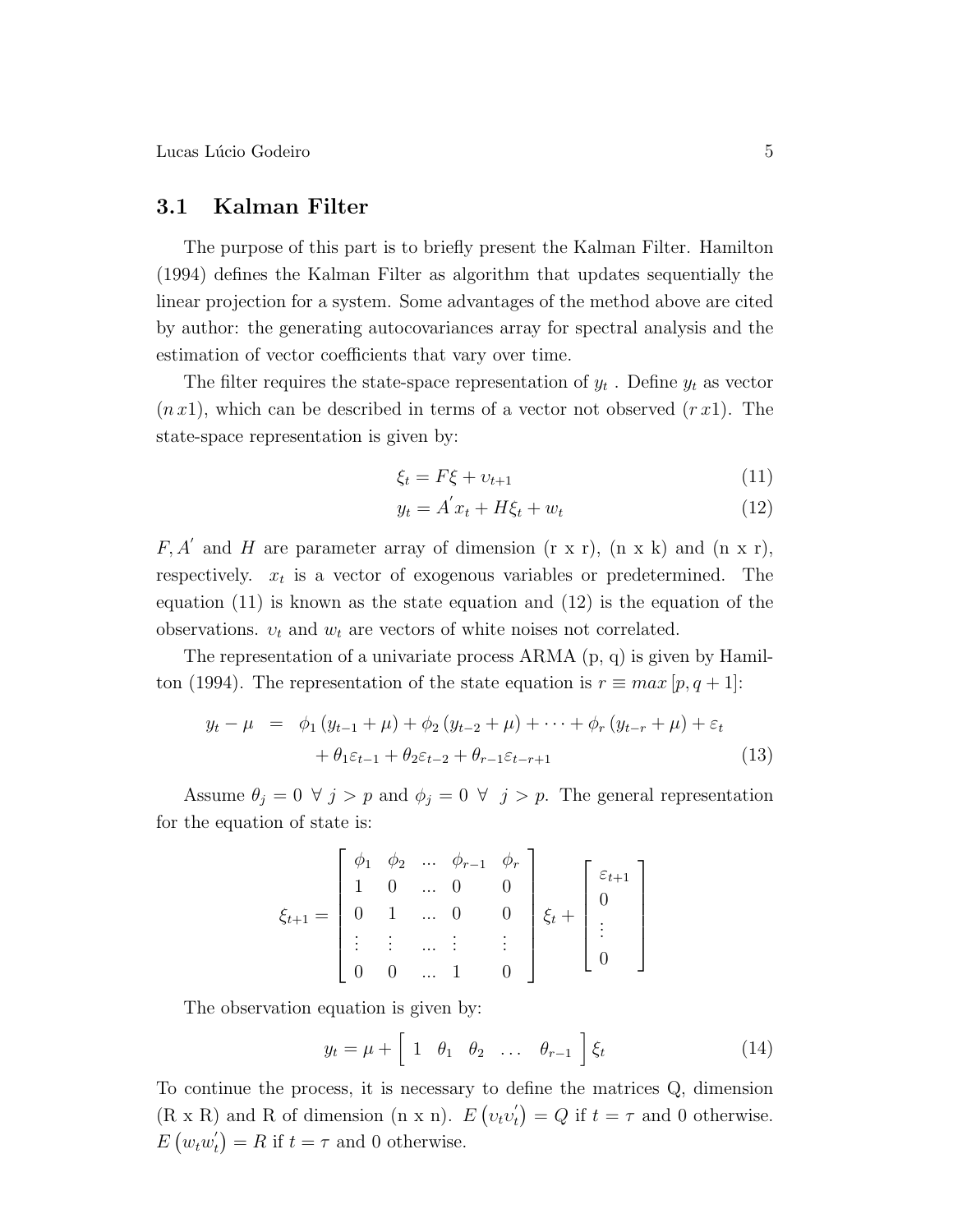## 3.1 Kalman Filter

The purpose of this part is to briefly present the Kalman Filter. Hamilton (1994) defines the Kalman Filter as algorithm that updates sequentially the linear projection for a system. Some advantages of the method above are cited by author: the generating autocovariances array for spectral analysis and the estimation of vector coefficients that vary over time.

The filter requires the state-space representation of $y_t$ . Define $y_t$ as vector $(n\,x1)$, which can be described in terms of a vector not observed $(r\,x1)$. The state-space representation is given by:

$$\xi_t = F\xi + \upsilon_{t+1} \tag{11}$$

$$y_t = A^{'}x_t + H\xi_t + w_t \tag{12}$$

$F, A^{'}$ and $H$ are parameter array of dimension (r x r), (n x k) and (n x r), respectively. $x_t$ is a vector of exogenous variables or predetermined. The equation (11) is known as the state equation and (12) is the equation of the observations. $\upsilon_t$ and $w_t$ are vectors of white noises not correlated.

The representation of a univariate process ARMA (p, q) is given by Hamilton (1994). The representation of the state equation is $r \equiv max\,[p, q+1]$:

$$\begin{aligned} y_t - \mu &= \phi_1\left(y_{t-1} + \mu\right) + \phi_2\left(y_{t-2} + \mu\right) + \cdots + \phi_r\left(y_{t-r} + \mu\right) + \varepsilon_t \\ &\quad + \theta_1\varepsilon_{t-1} + \theta_2\varepsilon_{t-2} + \theta_{r-1}\varepsilon_{t-r+1} \end{aligned} \tag{13}$$

Assume $\theta_j = 0\ \forall\ j > p$ and $\phi_j = 0\ \forall\ \ j > p$. The general representation for the equation of state is:

$$\xi_{t+1} = \begin{bmatrix} \phi_1 & \phi_2 & ... & \phi_{r-1} & \phi_r \\ 1 & 0 & ... & 0 & 0 \\ 0 & 1 & ... & 0 & 0 \\ \vdots & \vdots & ... & \vdots & \vdots \\ 0 & 0 & ... & 1 & 0 \end{bmatrix} \xi_t + \begin{bmatrix} \varepsilon_{t+1} \\ 0 \\ \vdots \\ 0 \end{bmatrix}$$

The observation equation is given by:

$$y_t = \mu + \begin{bmatrix} 1 & \theta_1 & \theta_2 & \ldots & \theta_{r-1} \end{bmatrix} \xi_t \tag{14}$$

To continue the process, it is necessary to define the matrices Q, dimension (R x R) and R of dimension (n x n). $E\left(\upsilon_t\upsilon_t^{'}\right) = Q$ if $t = \tau$ and 0 otherwise. $E\left(w_tw_t^{'}\right) = R$ if $t = \tau$ and 0 otherwise.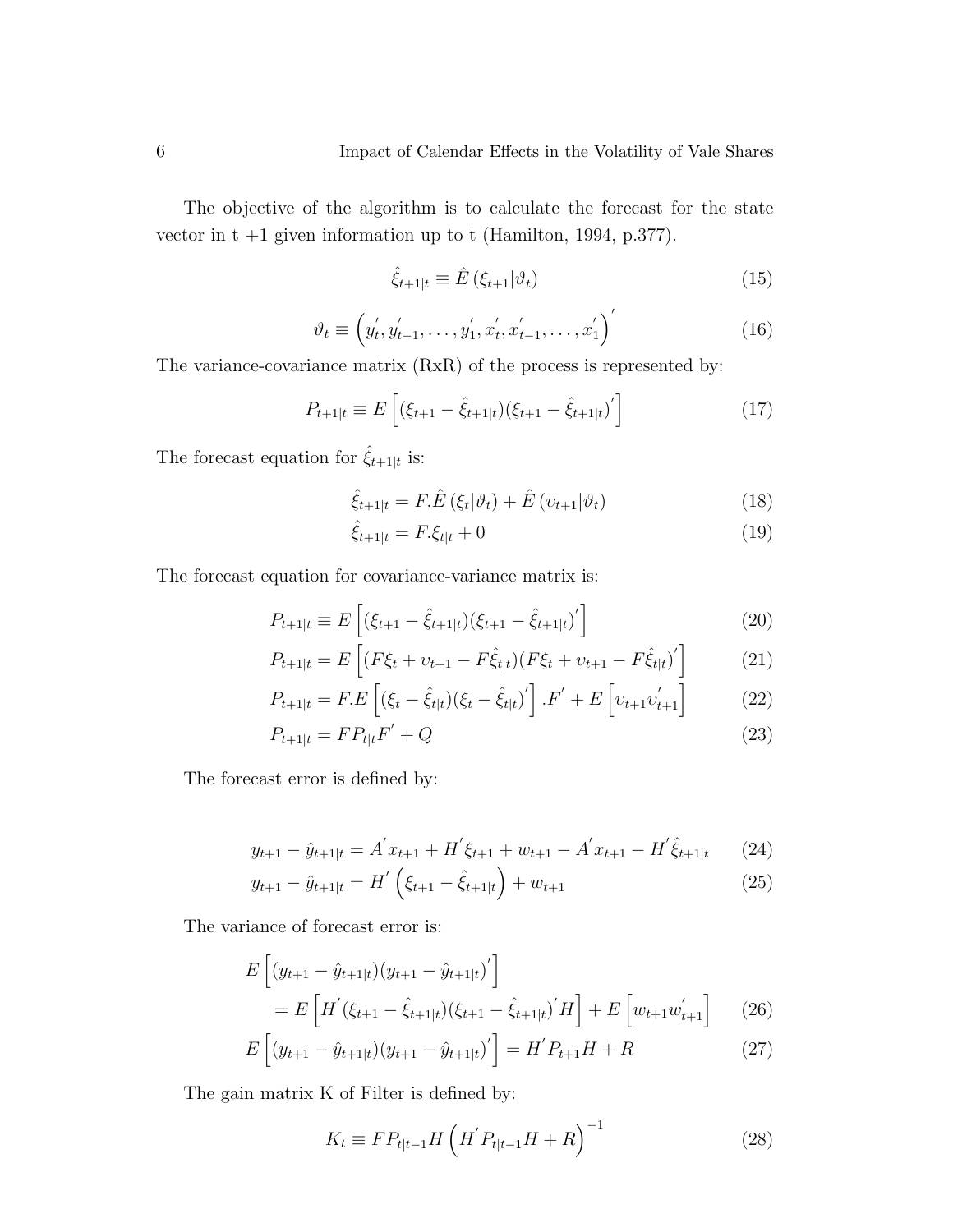The objective of the algorithm is to calculate the forecast for the state vector in t +1 given information up to t (Hamilton, 1994, p.377).

$$\hat{\xi}_{t+1|t} \equiv \hat{E}\left(\xi_{t+1}|\vartheta_t\right) \tag{15}$$

$$\vartheta_t \equiv \left(y_t^{'}, y_{t-1}^{'}, \ldots, y_1^{'}, x_t^{'}, x_{t-1}^{'}, \ldots, x_1^{'}\right)^{'} \tag{16}$$

The variance-covariance matrix (RxR) of the process is represented by:

$$P_{t+1|t} \equiv E\left[(\xi_{t+1} - \hat{\xi}_{t+1|t})(\xi_{t+1} - \hat{\xi}_{t+1|t})^{'}\right] \tag{17}$$

The forecast equation for $\hat{\xi}_{t+1|t}$ is:

$$\hat{\xi}_{t+1|t} = F.\hat{E}\left(\xi_t|\vartheta_t\right) + \hat{E}\left(\upsilon_{t+1}|\vartheta_t\right) \tag{18}$$

$$\hat{\xi}_{t+1|t} = F.\xi_{t|t} + 0 \tag{19}$$

The forecast equation for covariance-variance matrix is:

$$P_{t+1|t} \equiv E\left[(\xi_{t+1} - \hat{\xi}_{t+1|t})(\xi_{t+1} - \hat{\xi}_{t+1|t})^{'}\right] \tag{20}$$

$$P_{t+1|t} = E\left[(F\xi_t + \upsilon_{t+1} - F\hat{\xi}_{t|t})(F\xi_t + \upsilon_{t+1} - F\hat{\xi}_{t|t})^{'}\right] \tag{21}$$

$$P_{t+1|t} = F.E\left[(\xi_t - \hat{\xi}_{t|t})(\xi_t - \hat{\xi}_{t|t})^{'}\right].F^{'} + E\left[\upsilon_{t+1}\upsilon_{t+1}^{'}\right] \tag{22}$$

$$P_{t+1|t} = FP_{t|t}F^{'} + Q \tag{23}$$

The forecast error is defined by:

$$y_{t+1} - \hat{y}_{t+1|t} = A^{'}x_{t+1} + H^{'}\xi_{t+1} + w_{t+1} - A^{'}x_{t+1} - H^{'}\hat{\xi}_{t+1|t} \tag{24}$$

$$y_{t+1} - \hat{y}_{t+1|t} = H^{'}\left(\xi_{t+1} - \hat{\xi}_{t+1|t}\right) + w_{t+1} \tag{25}$$

The variance of forecast error is:

$$E\left[(y_{t+1} - \hat{y}_{t+1|t})(y_{t+1} - \hat{y}_{t+1|t})^{'}\right] = E\left[H^{'}(\xi_{t+1} - \hat{\xi}_{t+1|t})(\xi_{t+1} - \hat{\xi}_{t+1|t})^{'}H\right] + E\left[w_{t+1}w_{t+1}^{'}\right] \tag{26}$$

$$E\left[(y_{t+1} - \hat{y}_{t+1|t})(y_{t+1} - \hat{y}_{t+1|t})^{'}\right] = H^{'}P_{t+1}H + R \tag{27}$$

The gain matrix K of Filter is defined by:

$$K_t \equiv FP_{t|t-1}H\left(H^{'}P_{t|t-1}H + R\right)^{-1} \tag{28}$$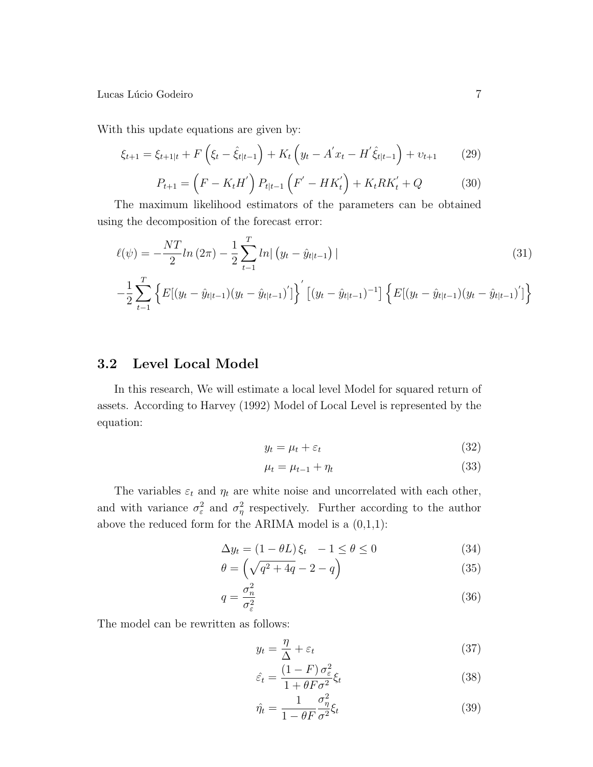With this update equations are given by:

$$\xi_{t+1} = \xi_{t+1|t} + F\left(\xi_t - \hat{\xi}_{t|t-1}\right) + K_t\left(y_t - A^{'}x_t - H^{'}\hat{\xi}_{t|t-1}\right) + \upsilon_{t+1} \tag{29}$$

$$P_{t+1} = \left(F - K_t H^{'}\right) P_{t|t-1}\left(F^{'} - HK_t^{'}\right) + K_t R K_t^{'} + Q \tag{30}$$

The maximum likelihood estimators of the parameters can be obtained using the decomposition of the forecast error:

$$\ell(\psi) = -\frac{NT}{2} ln\left(2\pi\right) - \frac{1}{2}\sum_{t-1}^{T} ln|\left(y_t - \hat{y}_{t|t-1}\right)| \tag{31}$$

$$-\frac{1}{2}\sum_{t-1}^{T}\left\{E[(y_t - \hat{y}_{t|t-1})(y_t - \hat{y}_{t|t-1})^{'}]\right\}^{'}\left[(y_t - \hat{y}_{t|t-1})^{-1}\right]\left\{E[(y_t - \hat{y}_{t|t-1})(y_t - \hat{y}_{t|t-1})^{'}]\right\}$$

## 3.2 Level Local Model

In this research, We will estimate a local level Model for squared return of assets. According to Harvey (1992) Model of Local Level is represented by the equation:

$$y_t = \mu_t + \varepsilon_t \tag{32}$$

$$\mu_t = \mu_{t-1} + \eta_t \tag{33}$$

The variables $\varepsilon_t$ and $\eta_t$ are white noise and uncorrelated with each other, and with variance $\sigma_\varepsilon^2$ and $\sigma_\eta^2$ respectively. Further according to the author above the reduced form for the ARIMA model is a (0,1,1):

$$\Delta y_t = \left(1 - \theta L\right)\xi_t \quad -1 \leq \theta \leq 0 \tag{34}$$

$$\theta = \left(\sqrt{q^2 + 4q} - 2 - q\right) \tag{35}$$

$$q = \frac{\sigma_n^2}{\sigma_\varepsilon^2} \tag{36}$$

The model can be rewritten as follows:

$$y_t = \frac{\eta}{\Delta} + \varepsilon_t \tag{37}$$

$$\hat{\varepsilon_t} = \frac{\left(1 - F\right)\sigma_\varepsilon^2}{1 + \theta F \sigma^2}\xi_t \tag{38}$$

$$\hat{\eta_t} = \frac{1}{1 - \theta F}\frac{\sigma_\eta^2}{\sigma^2}\xi_t \tag{39}$$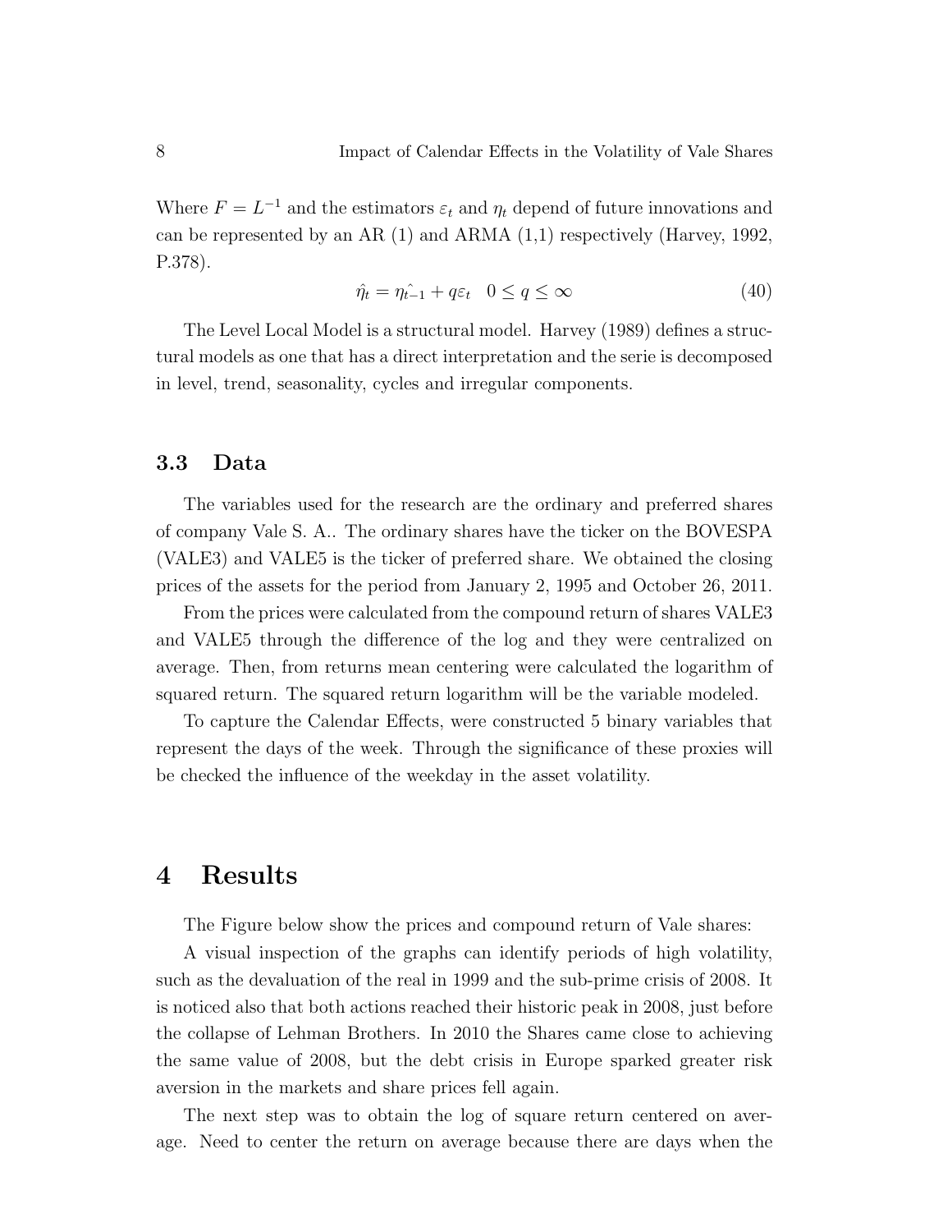Where $F = L^{-1}$ and the estimators $\varepsilon_t$ and $\eta_t$ depend of future innovations and can be represented by an AR (1) and ARMA (1,1) respectively (Harvey, 1992, P.378).

$$\hat{\eta_t} = \hat{\eta_{t-1}} + q\varepsilon_t \quad 0 \leq q \leq \infty \tag{40}$$

The Level Local Model is a structural model. Harvey (1989) defines a structural models as one that has a direct interpretation and the serie is decomposed in level, trend, seasonality, cycles and irregular components.

### 3.3 Data

The variables used for the research are the ordinary and preferred shares of company Vale S. A.. The ordinary shares have the ticker on the BOVESPA (VALE3) and VALE5 is the ticker of preferred share. We obtained the closing prices of the assets for the period from January 2, 1995 and October 26, 2011.

From the prices were calculated from the compound return of shares VALE3 and VALE5 through the difference of the log and they were centralized on average. Then, from returns mean centering were calculated the logarithm of squared return. The squared return logarithm will be the variable modeled.

To capture the Calendar Effects, were constructed 5 binary variables that represent the days of the week. Through the significance of these proxies will be checked the influence of the weekday in the asset volatility.

## 4 Results

The Figure below show the prices and compound return of Vale shares:

A visual inspection of the graphs can identify periods of high volatility, such as the devaluation of the real in 1999 and the sub-prime crisis of 2008. It is noticed also that both actions reached their historic peak in 2008, just before the collapse of Lehman Brothers. In 2010 the Shares came close to achieving the same value of 2008, but the debt crisis in Europe sparked greater risk aversion in the markets and share prices fell again.

The next step was to obtain the log of square return centered on average. Need to center the return on average because there are days when the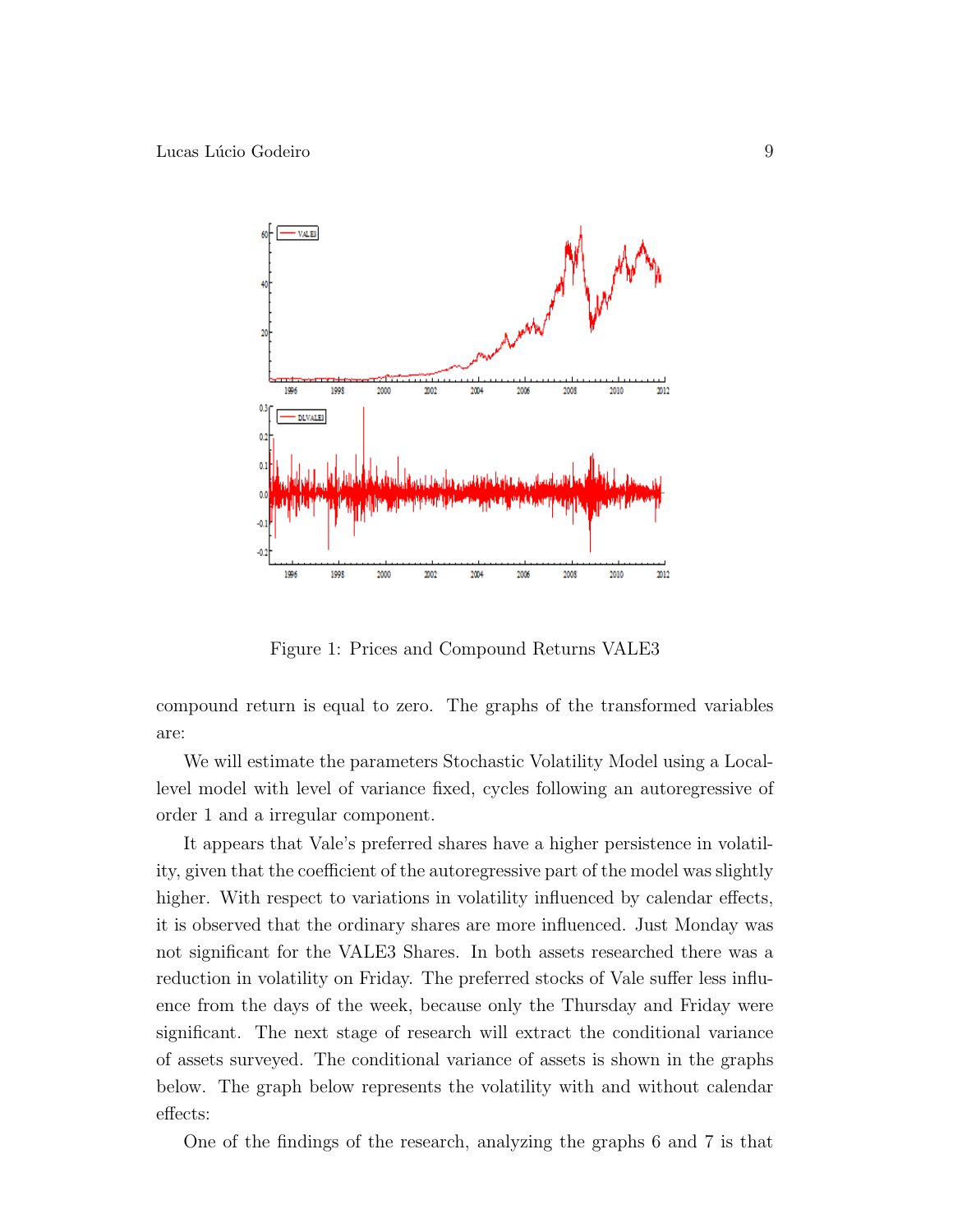Figure 1: Prices and Compound Returns VALE3

compound return is equal to zero. The graphs of the transformed variables are:

We will estimate the parameters Stochastic Volatility Model using a Local-level model with level of variance fixed, cycles following an autoregressive of order 1 and a irregular component.

It appears that Vale's preferred shares have a higher persistence in volatility, given that the coefficient of the autoregressive part of the model was slightly higher. With respect to variations in volatility influenced by calendar effects, it is observed that the ordinary shares are more influenced. Just Monday was not significant for the VALE3 Shares. In both assets researched there was a reduction in volatility on Friday. The preferred stocks of Vale suffer less influence from the days of the week, because only the Thursday and Friday were significant. The next stage of research will extract the conditional variance of assets surveyed. The conditional variance of assets is shown in the graphs below. The graph below represents the volatility with and without calendar effects:

One of the findings of the research, analyzing the graphs 6 and 7 is that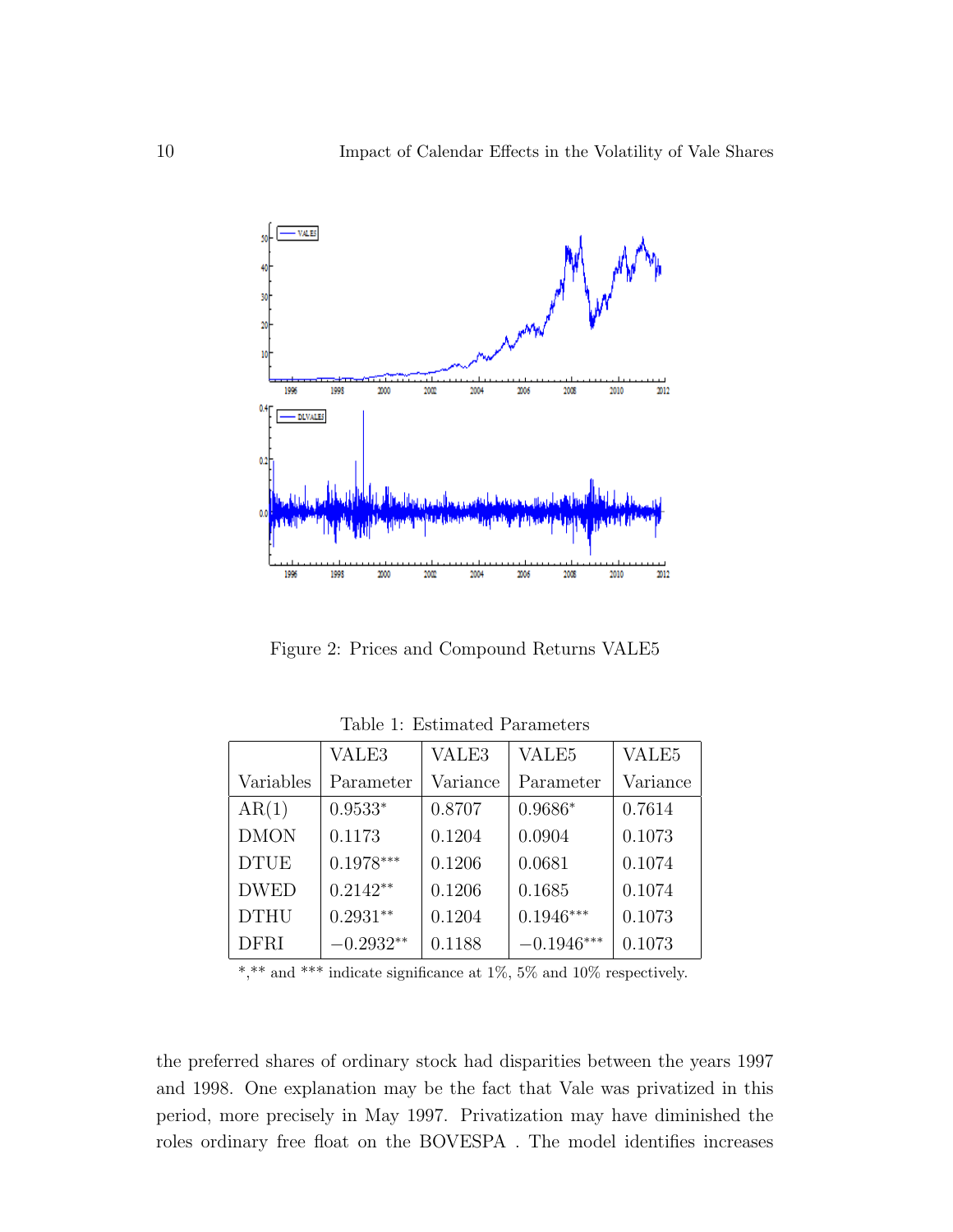Figure 2: Prices and Compound Returns VALE5

Table 1: Estimated Parameters

| Variables | VALE3 Parameter | VALE3 Variance | VALE5 Parameter | VALE5 Variance |
|---|---|---|---|---|
| AR(1) | 0.9533* | 0.8707 | 0.9686* | 0.7614 |
| DMON | 0.1173 | 0.1204 | 0.0904 | 0.1073 |
| DTUE | 0.1978*** | 0.1206 | 0.0681 | 0.1074 |
| DWED | 0.2142** | 0.1206 | 0.1685 | 0.1074 |
| DTHU | 0.2931** | 0.1204 | 0.1946*** | 0.1073 |
| DFRI | −0.2932** | 0.1188 | −0.1946*** | 0.1073 |

*,** and *** indicate significance at 1%, 5% and 10% respectively.

the preferred shares of ordinary stock had disparities between the years 1997 and 1998. One explanation may be the fact that Vale was privatized in this period, more precisely in May 1997. Privatization may have diminished the roles ordinary free float on the BOVESPA . The model identifies increases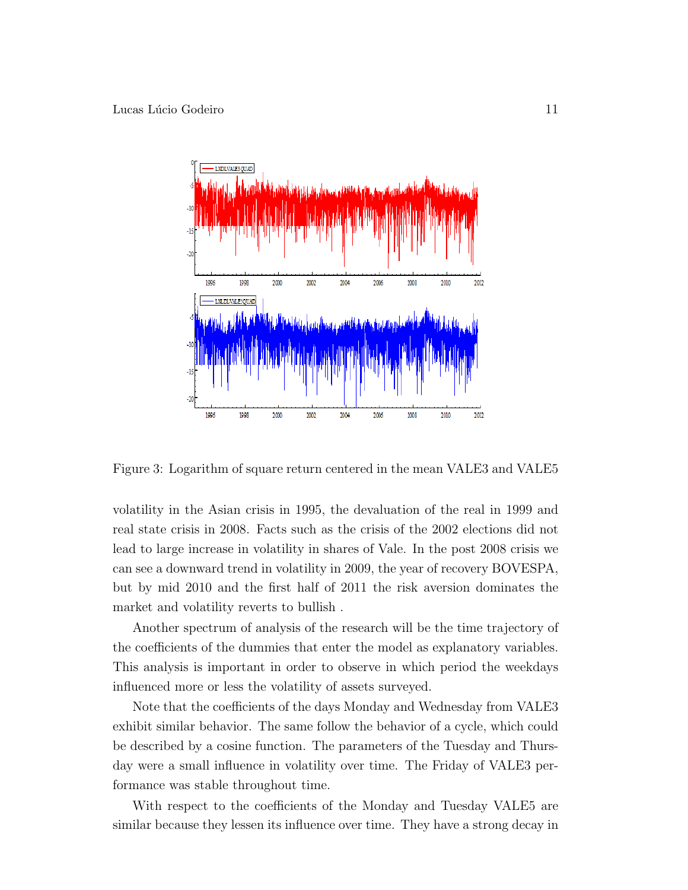Figure 3: Logarithm of square return centered in the mean VALE3 and VALE5

volatility in the Asian crisis in 1995, the devaluation of the real in 1999 and real state crisis in 2008. Facts such as the crisis of the 2002 elections did not lead to large increase in volatility in shares of Vale. In the post 2008 crisis we can see a downward trend in volatility in 2009, the year of recovery BOVESPA, but by mid 2010 and the first half of 2011 the risk aversion dominates the market and volatility reverts to bullish .

Another spectrum of analysis of the research will be the time trajectory of the coefficients of the dummies that enter the model as explanatory variables. This analysis is important in order to observe in which period the weekdays influenced more or less the volatility of assets surveyed.

Note that the coefficients of the days Monday and Wednesday from VALE3 exhibit similar behavior. The same follow the behavior of a cycle, which could be described by a cosine function. The parameters of the Tuesday and Thursday were a small influence in volatility over time. The Friday of VALE3 performance was stable throughout time.

With respect to the coefficients of the Monday and Tuesday VALE5 are similar because they lessen its influence over time. They have a strong decay in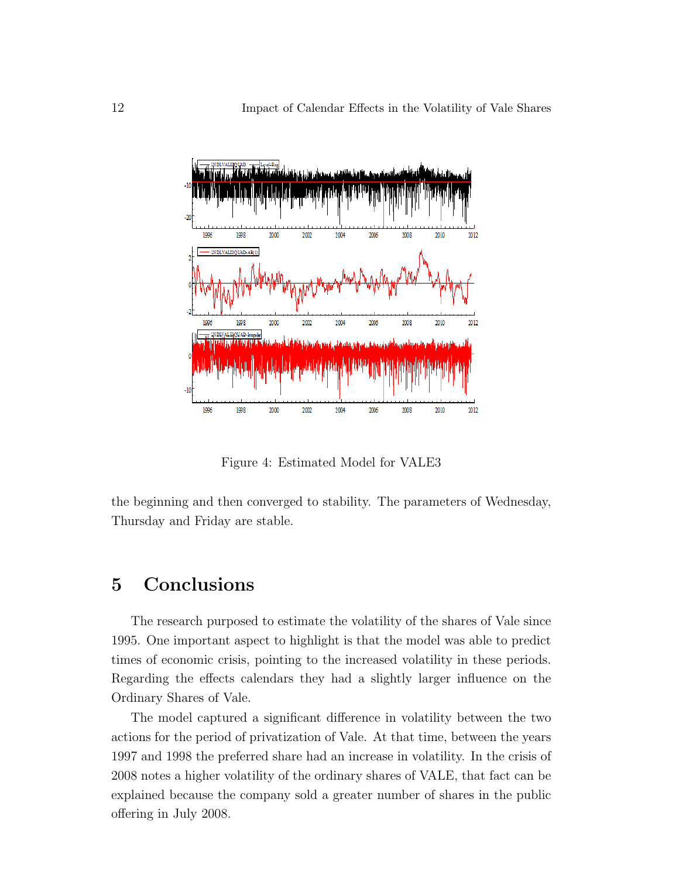Figure 4: Estimated Model for VALE3

the beginning and then converged to stability. The parameters of Wednesday, Thursday and Friday are stable.

# 5 Conclusions

The research purposed to estimate the volatility of the shares of Vale since 1995. One important aspect to highlight is that the model was able to predict times of economic crisis, pointing to the increased volatility in these periods. Regarding the effects calendars they had a slightly larger influence on the Ordinary Shares of Vale.

The model captured a significant difference in volatility between the two actions for the period of privatization of Vale. At that time, between the years 1997 and 1998 the preferred share had an increase in volatility. In the crisis of 2008 notes a higher volatility of the ordinary shares of VALE, that fact can be explained because the company sold a greater number of shares in the public offering in July 2008.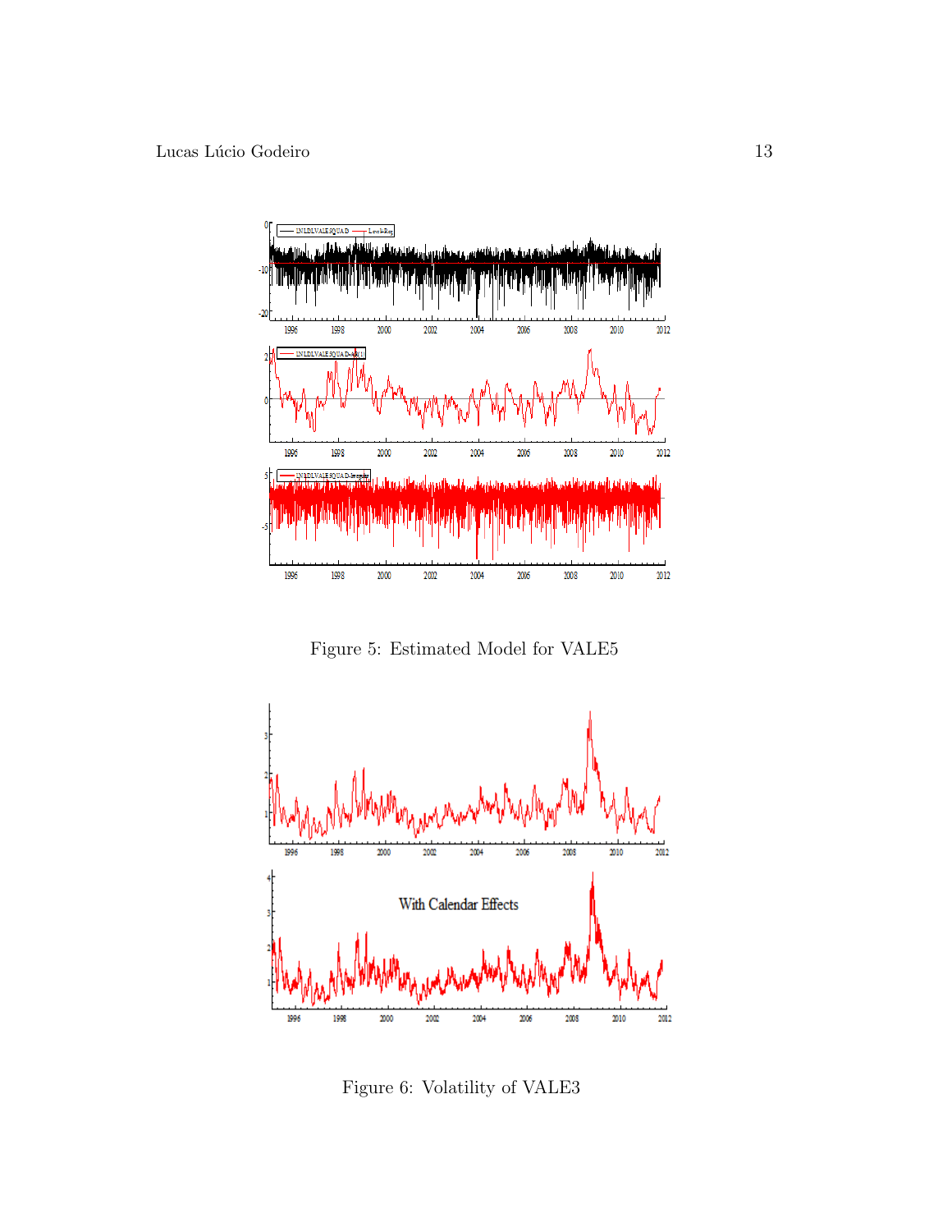Figure 5: Estimated Model for VALE5

Figure 6: Volatility of VALE3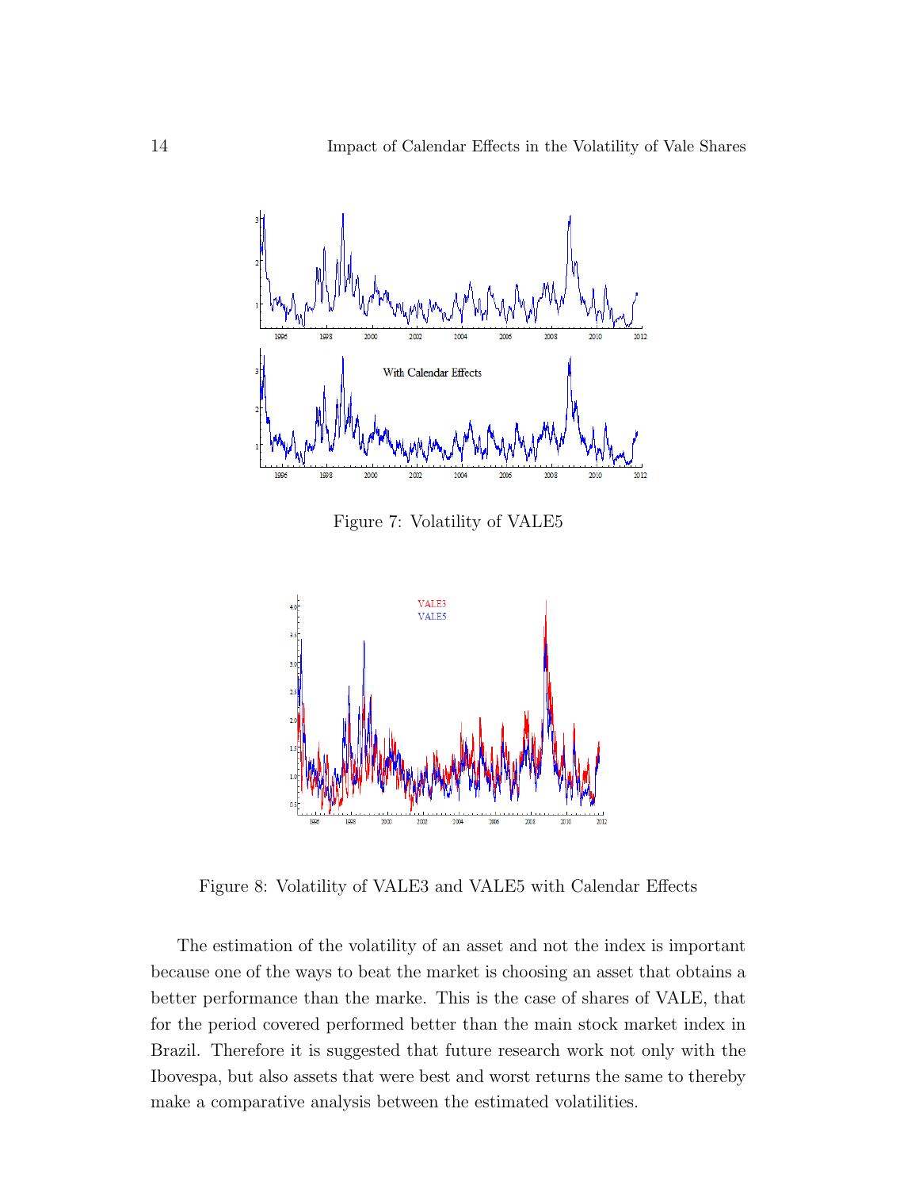Figure 7: Volatility of VALE5

Figure 8: Volatility of VALE3 and VALE5 with Calendar Effects

The estimation of the volatility of an asset and not the index is important because one of the ways to beat the market is choosing an asset that obtains a better performance than the marke. This is the case of shares of VALE, that for the period covered performed better than the main stock market index in Brazil. Therefore it is suggested that future research work not only with the Ibovespa, but also assets that were best and worst returns the same to thereby make a comparative analysis between the estimated volatilities.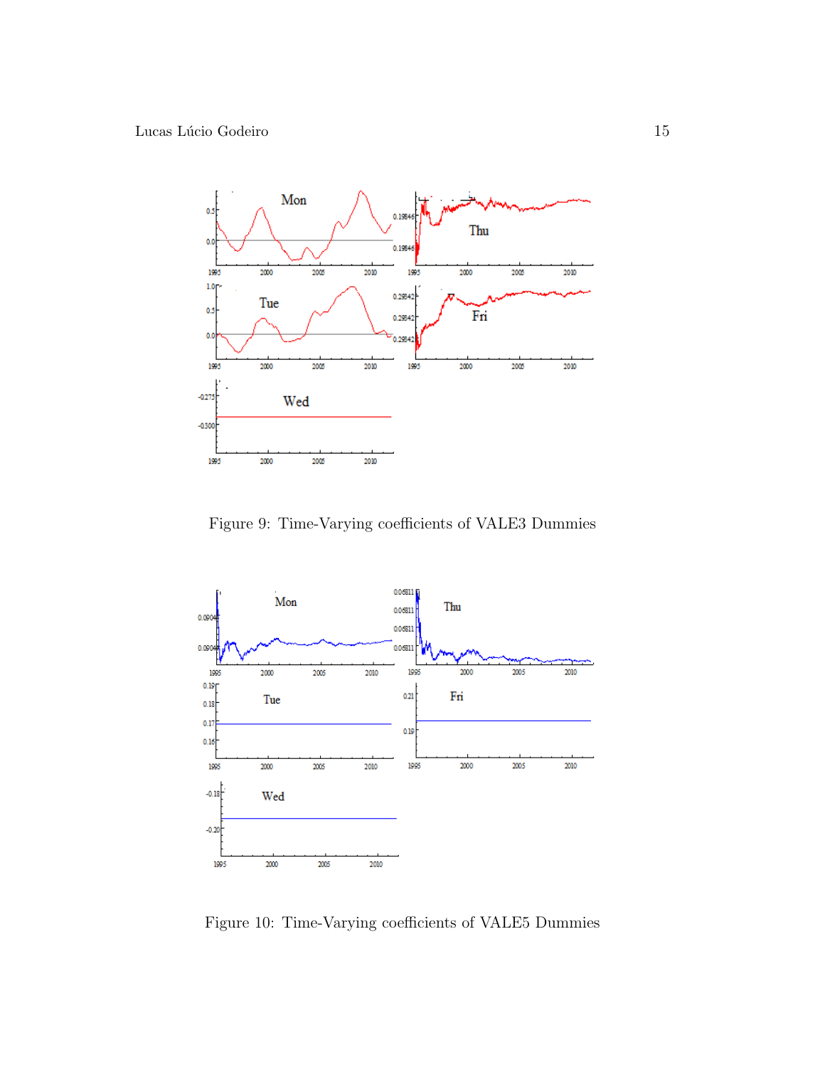Figure 9: Time-Varying coefficients of VALE3 Dummies

Figure 10: Time-Varying coefficients of VALE5 Dummies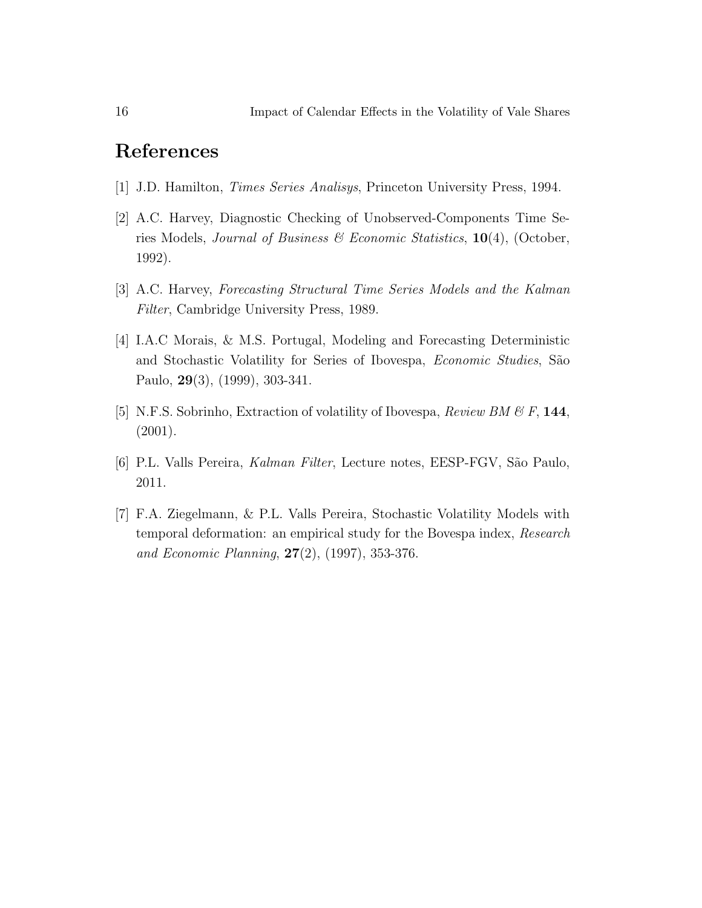## References

[1] J.D. Hamilton, *Times Series Analisys*, Princeton University Press, 1994.

[2] A.C. Harvey, Diagnostic Checking of Unobserved-Components Time Series Models, *Journal of Business & Economic Statistics*, **10**(4), (October, 1992).

[3] A.C. Harvey, *Forecasting Structural Time Series Models and the Kalman Filter*, Cambridge University Press, 1989.

[4] I.A.C Morais, & M.S. Portugal, Modeling and Forecasting Deterministic and Stochastic Volatility for Series of Ibovespa, *Economic Studies*, São Paulo, **29**(3), (1999), 303-341.

[5] N.F.S. Sobrinho, Extraction of volatility of Ibovespa, *Review BM & F*, **144**, (2001).

[6] P.L. Valls Pereira, *Kalman Filter*, Lecture notes, EESP-FGV, São Paulo, 2011.

[7] F.A. Ziegelmann, & P.L. Valls Pereira, Stochastic Volatility Models with temporal deformation: an empirical study for the Bovespa index, *Research and Economic Planning*, **27**(2), (1997), 353-376.